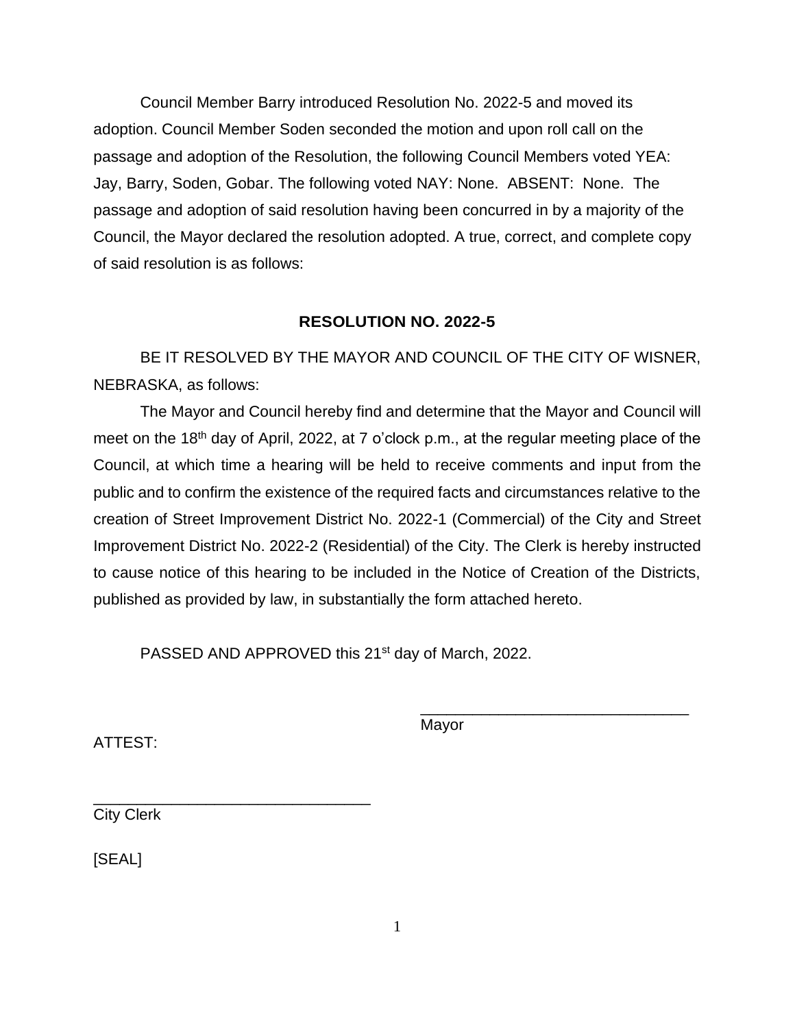Council Member Barry introduced Resolution No. 2022-5 and moved its adoption. Council Member Soden seconded the motion and upon roll call on the passage and adoption of the Resolution, the following Council Members voted YEA: Jay, Barry, Soden, Gobar. The following voted NAY: None. ABSENT: None. The passage and adoption of said resolution having been concurred in by a majority of the Council, the Mayor declared the resolution adopted. A true, correct, and complete copy of said resolution is as follows:

## RESOLUTION NO. 2022-5

BE IT RESOLVED BY THE MAYOR AND COUNCIL OF THE CITY OF WISNER, NEBRASKA, as follows:

The Mayor and Council hereby find and determine that the Mayor and Council will meet on the 18th day of April, 2022, at 7 o'clock p.m., at the regular meeting place of the Council, at which time a hearing will be held to receive comments and input from the public and to confirm the existence of the required facts and circumstances relative to the creation of Street Improvement District No. 2022-1 (Commercial) of the City and Street Improvement District No. 2022-2 (Residential) of the City. The Clerk is hereby instructed to cause notice of this hearing to be included in the Notice of Creation of the Districts, published as provided by law, in substantially the form attached hereto.

PASSED AND APPROVED this 21st day of March, 2022.

\_\_\_\_\_\_\_\_\_\_\_\_\_\_\_\_\_\_\_\_\_\_\_\_\_\_\_\_\_\_
Mayor

ATTEST:

\_\_\_\_\_\_\_\_\_\_\_\_\_\_\_\_\_\_\_\_\_\_\_\_\_\_\_\_\_\_
City Clerk

[SEAL]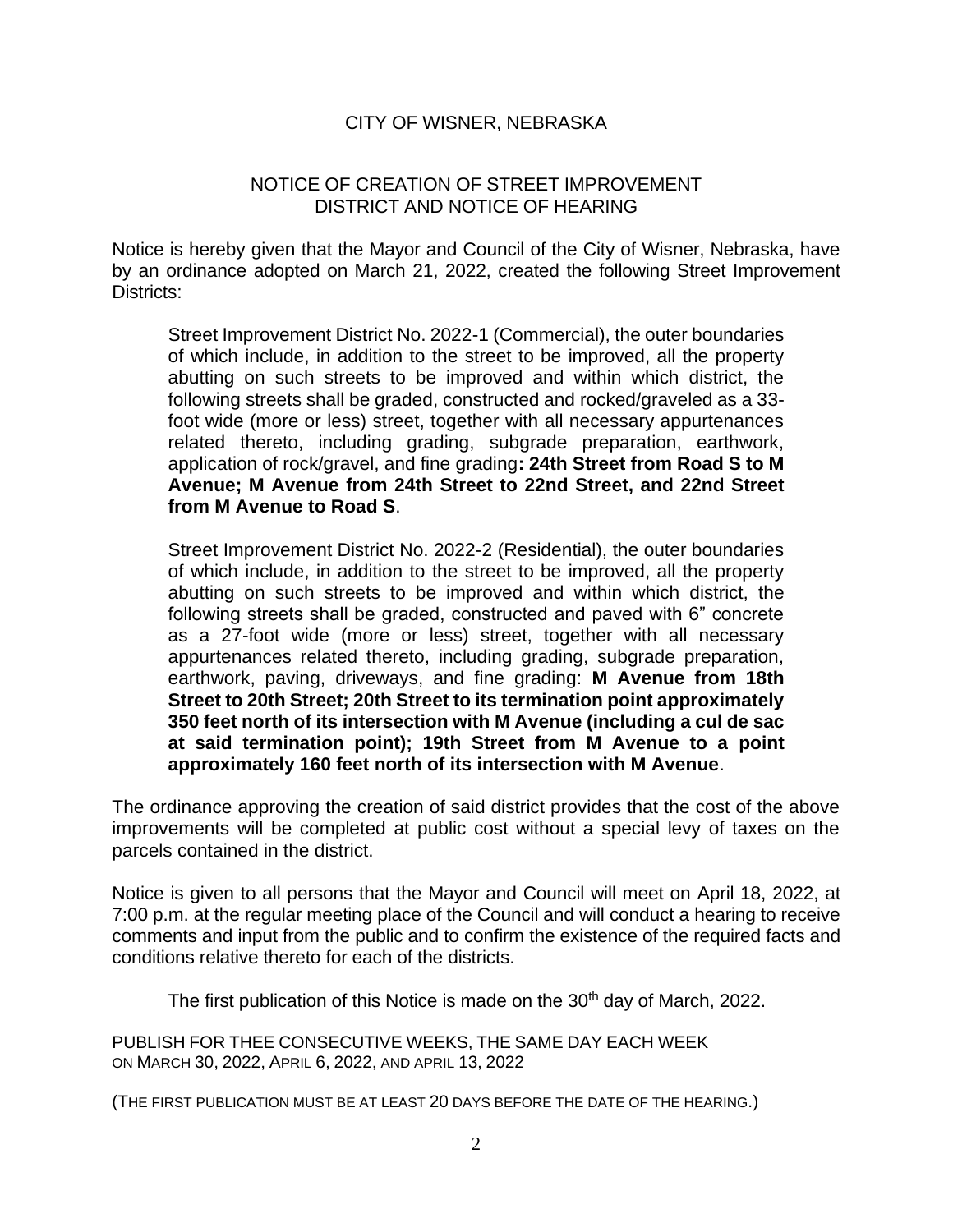CITY OF WISNER, NEBRASKA

NOTICE OF CREATION OF STREET IMPROVEMENT DISTRICT AND NOTICE OF HEARING

Notice is hereby given that the Mayor and Council of the City of Wisner, Nebraska, have by an ordinance adopted on March 21, 2022, created the following Street Improvement Districts:

> Street Improvement District No. 2022-1 (Commercial), the outer boundaries of which include, in addition to the street to be improved, all the property abutting on such streets to be improved and within which district, the following streets shall be graded, constructed and rocked/graveled as a 33-foot wide (more or less) street, together with all necessary appurtenances related thereto, including grading, subgrade preparation, earthwork, application of rock/gravel, and fine grading**: 24th Street from Road S to M Avenue; M Avenue from 24th Street to 22nd Street, and 22nd Street from M Avenue to Road S**.
>
> Street Improvement District No. 2022-2 (Residential), the outer boundaries of which include, in addition to the street to be improved, all the property abutting on such streets to be improved and within which district, the following streets shall be graded, constructed and paved with 6" concrete as a 27-foot wide (more or less) street, together with all necessary appurtenances related thereto, including grading, subgrade preparation, earthwork, paving, driveways, and fine grading: **M Avenue from 18th Street to 20th Street; 20th Street to its termination point approximately 350 feet north of its intersection with M Avenue (including a cul de sac at said termination point); 19th Street from M Avenue to a point approximately 160 feet north of its intersection with M Avenue**.

The ordinance approving the creation of said district provides that the cost of the above improvements will be completed at public cost without a special levy of taxes on the parcels contained in the district.

Notice is given to all persons that the Mayor and Council will meet on April 18, 2022, at 7:00 p.m. at the regular meeting place of the Council and will conduct a hearing to receive comments and input from the public and to confirm the existence of the required facts and conditions relative thereto for each of the districts.

The first publication of this Notice is made on the 30th day of March, 2022.

PUBLISH FOR THEE CONSECUTIVE WEEKS, THE SAME DAY EACH WEEK ON MARCH 30, 2022, APRIL 6, 2022, AND APRIL 13, 2022

(THE FIRST PUBLICATION MUST BE AT LEAST 20 DAYS BEFORE THE DATE OF THE HEARING.)